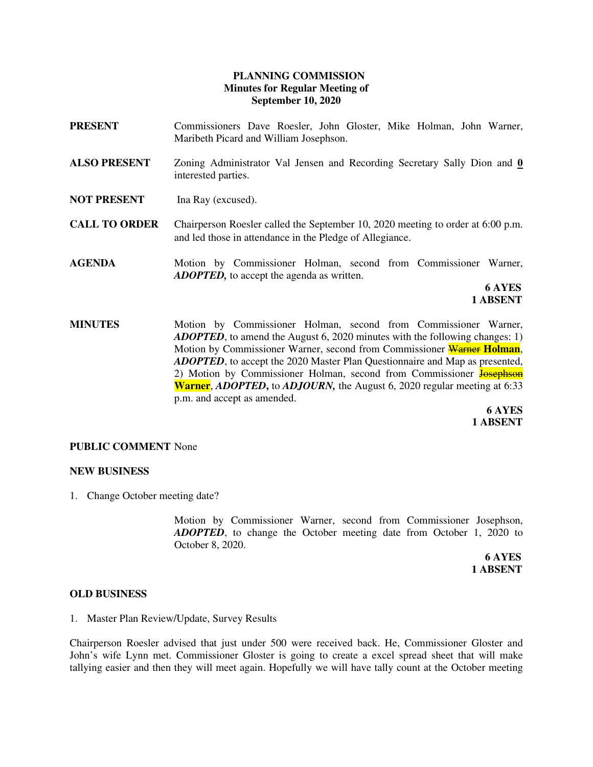**PLANNING COMMISSION**
**Minutes for Regular Meeting of**
**September 10, 2020**

**PRESENT** Commissioners Dave Roesler, John Gloster, Mike Holman, John Warner, Maribeth Picard and William Josephson.

**ALSO PRESENT** Zoning Administrator Val Jensen and Recording Secretary Sally Dion and **0** interested parties.

**NOT PRESENT** Ina Ray (excused).

**CALL TO ORDER** Chairperson Roesler called the September 10, 2020 meeting to order at 6:00 p.m. and led those in attendance in the Pledge of Allegiance.

**AGENDA** Motion by Commissioner Holman, second from Commissioner Warner, ***ADOPTED,*** to accept the agenda as written.

**6 AYES**
**1 ABSENT**

**MINUTES** Motion by Commissioner Holman, second from Commissioner Warner, ***ADOPTED***, to amend the August 6, 2020 minutes with the following changes: 1) Motion by Commissioner Warner, second from Commissioner ~~Warner~~ **Holman**, ***ADOPTED***, to accept the 2020 Master Plan Questionnaire and Map as presented, 2) Motion by Commissioner Holman, second from Commissioner ~~Josephson~~ **Warner**, ***ADOPTED,*** to ***ADJOURN,*** the August 6, 2020 regular meeting at 6:33 p.m. and accept as amended.

**6 AYES**
**1 ABSENT**

**PUBLIC COMMENT** None

**NEW BUSINESS**

1. Change October meeting date?

Motion by Commissioner Warner, second from Commissioner Josephson, ***ADOPTED***, to change the October meeting date from October 1, 2020 to October 8, 2020.

**6 AYES**
**1 ABSENT**

**OLD BUSINESS**

1. Master Plan Review/Update, Survey Results

Chairperson Roesler advised that just under 500 were received back. He, Commissioner Gloster and John's wife Lynn met. Commissioner Gloster is going to create a excel spread sheet that will make tallying easier and then they will meet again. Hopefully we will have tally count at the October meeting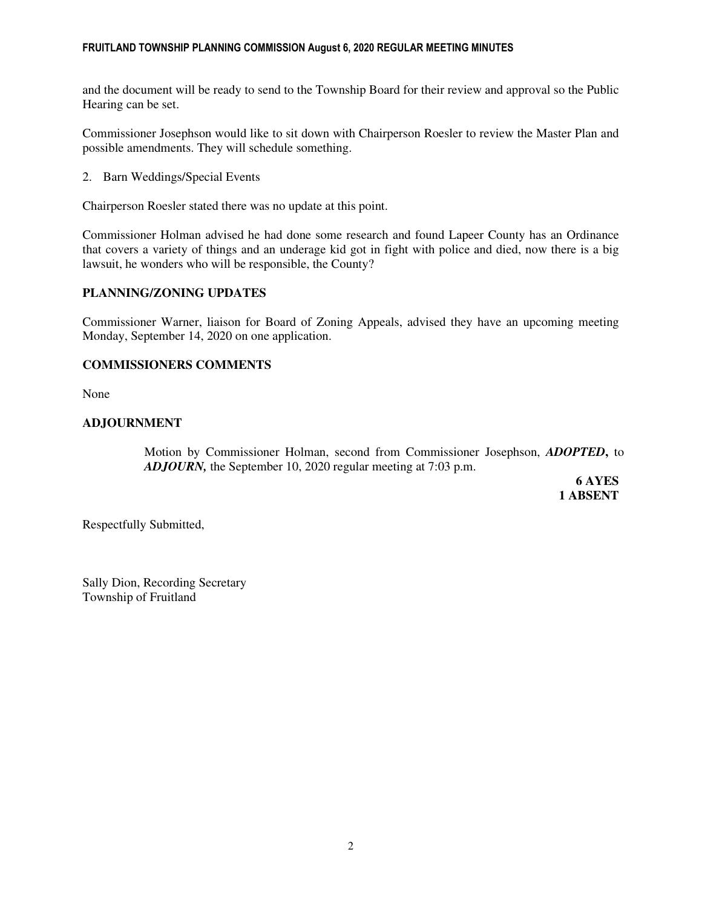and the document will be ready to send to the Township Board for their review and approval so the Public Hearing can be set.

Commissioner Josephson would like to sit down with Chairperson Roesler to review the Master Plan and possible amendments. They will schedule something.

2. Barn Weddings/Special Events

Chairperson Roesler stated there was no update at this point.

Commissioner Holman advised he had done some research and found Lapeer County has an Ordinance that covers a variety of things and an underage kid got in fight with police and died, now there is a big lawsuit, he wonders who will be responsible, the County?

**PLANNING/ZONING UPDATES**

Commissioner Warner, liaison for Board of Zoning Appeals, advised they have an upcoming meeting Monday, September 14, 2020 on one application.

**COMMISSIONERS COMMENTS**

None

**ADJOURNMENT**

> Motion by Commissioner Holman, second from Commissioner Josephson, ***ADOPTED***, to ***ADJOURN***, the September 10, 2020 regular meeting at 7:03 p.m.
>
> **6 AYES**
> **1 ABSENT**

Respectfully Submitted,

Sally Dion, Recording Secretary
Township of Fruitland